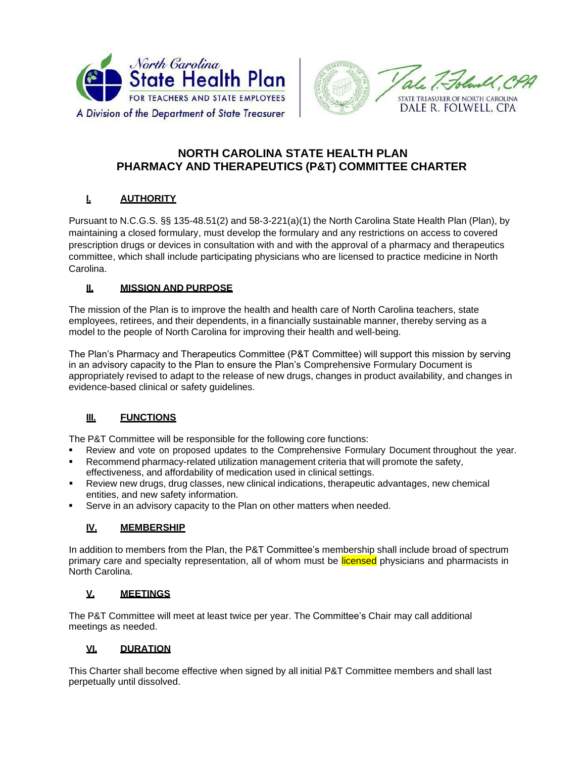North Carolina State Health Plan
FOR TEACHERS AND STATE EMPLOYEES
A Division of the Department of State Treasurer

STATE TREASURER OF NORTH CAROLINA
DALE R. FOLWELL, CPA

# NORTH CAROLINA STATE HEALTH PLAN
# PHARMACY AND THERAPEUTICS (P&T) COMMITTEE CHARTER

## I. AUTHORITY

Pursuant to N.C.G.S. §§ 135-48.51(2) and 58-3-221(a)(1) the North Carolina State Health Plan (Plan), by maintaining a closed formulary, must develop the formulary and any restrictions on access to covered prescription drugs or devices in consultation with and with the approval of a pharmacy and therapeutics committee, which shall include participating physicians who are licensed to practice medicine in North Carolina.

## II. MISSION AND PURPOSE

The mission of the Plan is to improve the health and health care of North Carolina teachers, state employees, retirees, and their dependents, in a financially sustainable manner, thereby serving as a model to the people of North Carolina for improving their health and well-being.

The Plan's Pharmacy and Therapeutics Committee (P&T Committee) will support this mission by serving in an advisory capacity to the Plan to ensure the Plan's Comprehensive Formulary Document is appropriately revised to adapt to the release of new drugs, changes in product availability, and changes in evidence-based clinical or safety guidelines.

## III. FUNCTIONS

The P&T Committee will be responsible for the following core functions:

- Review and vote on proposed updates to the Comprehensive Formulary Document throughout the year.
- Recommend pharmacy-related utilization management criteria that will promote the safety, effectiveness, and affordability of medication used in clinical settings.
- Review new drugs, drug classes, new clinical indications, therapeutic advantages, new chemical entities, and new safety information.
- Serve in an advisory capacity to the Plan on other matters when needed.

## IV. MEMBERSHIP

In addition to members from the Plan, the P&T Committee's membership shall include broad of spectrum primary care and specialty representation, all of whom must be licensed physicians and pharmacists in North Carolina.

## V. MEETINGS

The P&T Committee will meet at least twice per year. The Committee's Chair may call additional meetings as needed.

## VI. DURATION

This Charter shall become effective when signed by all initial P&T Committee members and shall last perpetually until dissolved.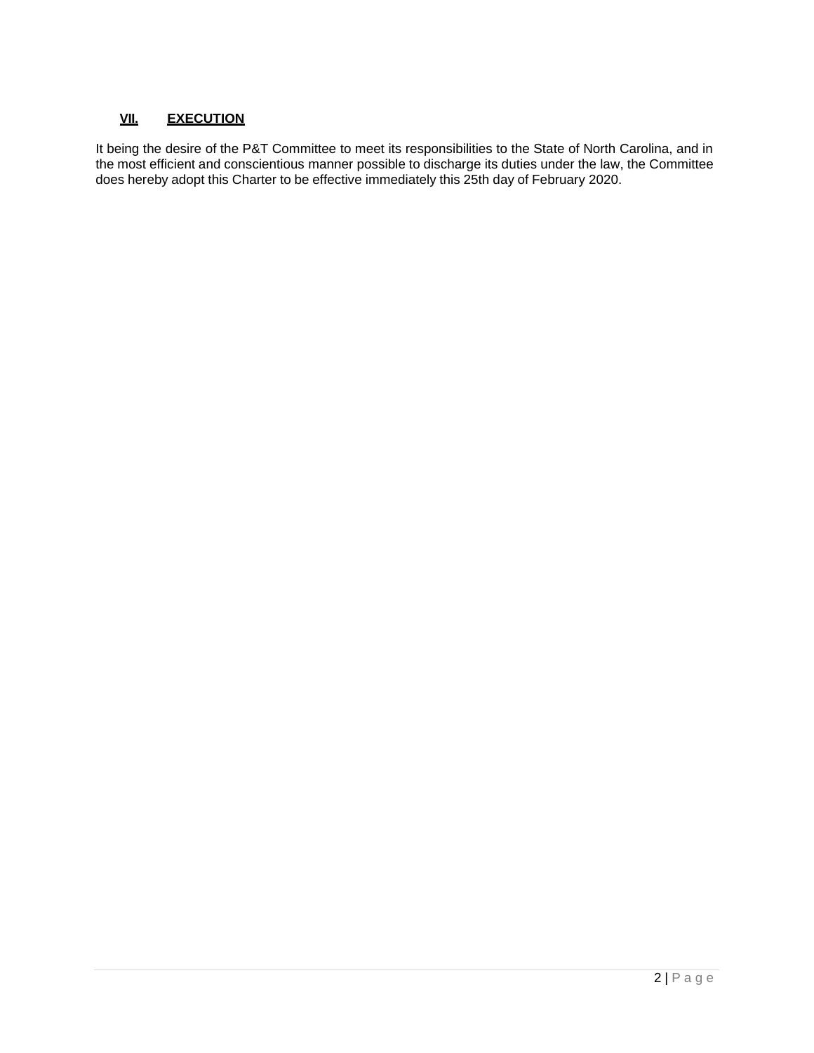## VII. EXECUTION

It being the desire of the P&T Committee to meet its responsibilities to the State of North Carolina, and in the most efficient and conscientious manner possible to discharge its duties under the law, the Committee does hereby adopt this Charter to be effective immediately this 25th day of February 2020.